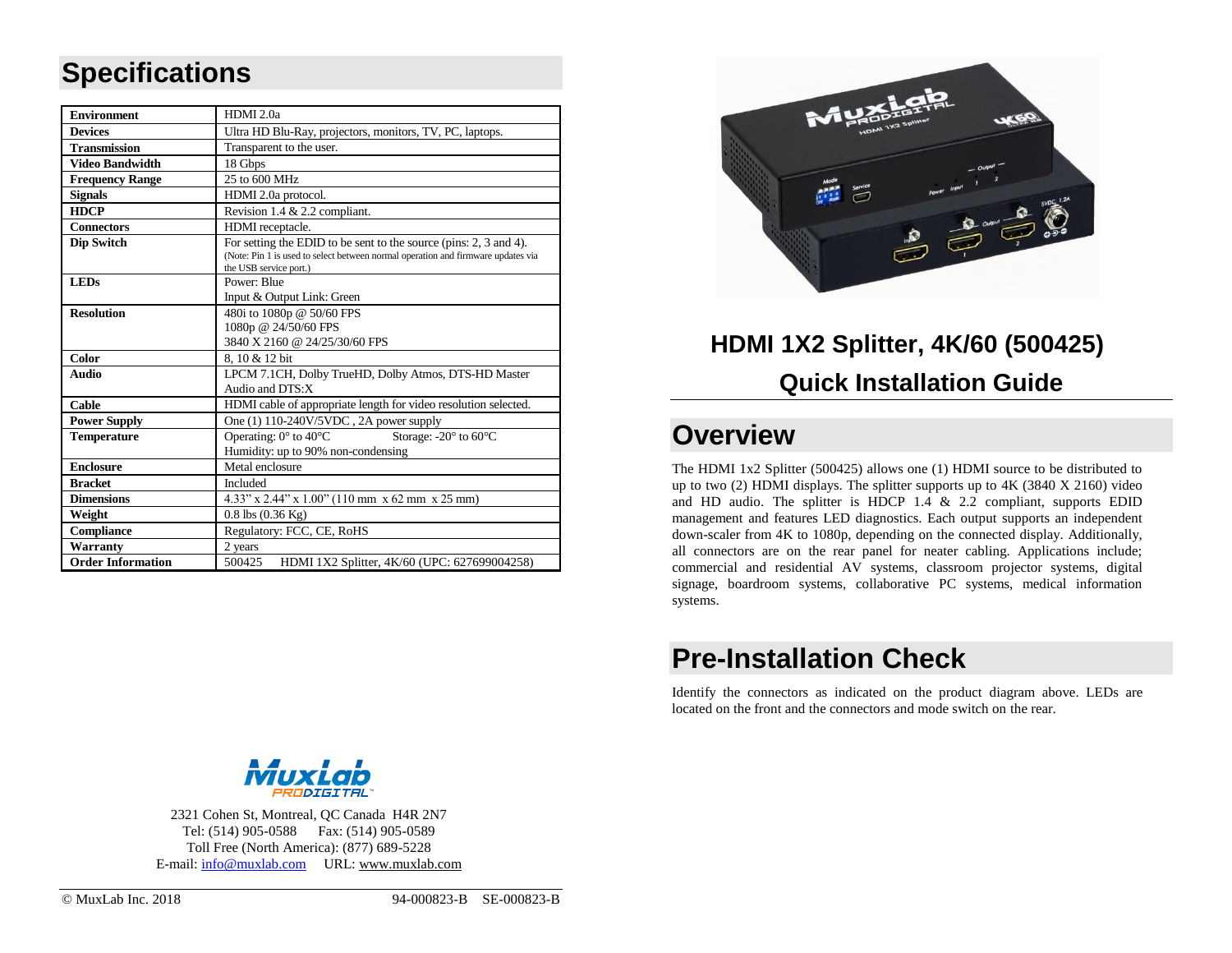# Specifications

| Environment | HDMI 2.0a |
|---|---|
| Devices | Ultra HD Blu-Ray, projectors, monitors, TV, PC, laptops. |
| Transmission | Transparent to the user. |
| Video Bandwidth | 18 Gbps |
| Frequency Range | 25 to 600 MHz |
| Signals | HDMI 2.0a protocol. |
| HDCP | Revision 1.4 & 2.2 compliant. |
| Connectors | HDMI receptacle. |
| Dip Switch | For setting the EDID to be sent to the source (pins: 2, 3 and 4). (Note: Pin 1 is used to select between normal operation and firmware updates via the USB service port.) |
| LEDs | Power: Blue<br>Input & Output Link: Green |
| Resolution | 480i to 1080p @ 50/60 FPS<br>1080p @ 24/50/60 FPS<br>3840 X 2160 @ 24/25/30/60 FPS |
| Color | 8, 10 & 12 bit |
| Audio | LPCM 7.1CH, Dolby TrueHD, Dolby Atmos, DTS-HD Master Audio and DTS:X |
| Cable | HDMI cable of appropriate length for video resolution selected. |
| Power Supply | One (1) 110-240V/5VDC , 2A power supply |
| Temperature | Operating: 0° to 40°C Storage: -20° to 60°C<br>Humidity: up to 90% non-condensing |
| Enclosure | Metal enclosure |
| Bracket | Included |
| Dimensions | 4.33" x 2.44" x 1.00" (110 mm x 62 mm x 25 mm) |
| Weight | 0.8 lbs (0.36 Kg) |
| Compliance | Regulatory: FCC, CE, RoHS |
| Warranty | 2 years |
| Order Information | 500425 HDMI 1X2 Splitter, 4K/60 (UPC: 627699004258) |

2321 Cohen St, Montreal, QC Canada H4R 2N7
Tel: (514) 905-0588 Fax: (514) 905-0589
Toll Free (North America): (877) 689-5228
E-mail: info@muxlab.com URL: www.muxlab.com

© MuxLab Inc. 2018 94-000823-B SE-000823-B

## HDMI 1X2 Splitter, 4K/60 (500425)

## Quick Installation Guide

# Overview

The HDMI 1x2 Splitter (500425) allows one (1) HDMI source to be distributed to up to two (2) HDMI displays. The splitter supports up to 4K (3840 X 2160) video and HD audio. The splitter is HDCP 1.4 & 2.2 compliant, supports EDID management and features LED diagnostics. Each output supports an independent down-scaler from 4K to 1080p, depending on the connected display. Additionally, all connectors are on the rear panel for neater cabling. Applications include; commercial and residential AV systems, classroom projector systems, digital signage, boardroom systems, collaborative PC systems, medical information systems.

# Pre-Installation Check

Identify the connectors as indicated on the product diagram above. LEDs are located on the front and the connectors and mode switch on the rear.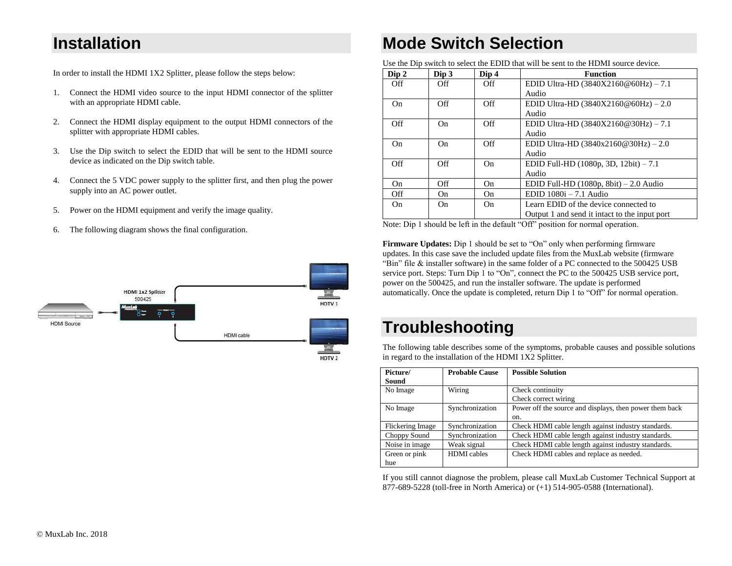# Installation

In order to install the HDMI 1X2 Splitter, please follow the steps below:

1. Connect the HDMI video source to the input HDMI connector of the splitter with an appropriate HDMI cable.

2. Connect the HDMI display equipment to the output HDMI connectors of the splitter with appropriate HDMI cables.

3. Use the Dip switch to select the EDID that will be sent to the HDMI source device as indicated on the Dip switch table.

4. Connect the 5 VDC power supply to the splitter first, and then plug the power supply into an AC power outlet.

5. Power on the HDMI equipment and verify the image quality.

6. The following diagram shows the final configuration.

HDMI 1x2 Splitter
500425
HDMI Source
HDTV 1
HDTV 2
HDMI cable

# Mode Switch Selection

Use the Dip switch to select the EDID that will be sent to the HDMI source device.

| Dip 2 | Dip 3 | Dip 4 | Function |
|---|---|---|---|
| Off | Off | Off | EDID Ultra-HD (3840X2160@60Hz) – 7.1 Audio |
| On | Off | Off | EDID Ultra-HD (3840X2160@60Hz) – 2.0 Audio |
| Off | On | Off | EDID Ultra-HD (3840X2160@30Hz) – 7.1 Audio |
| On | On | Off | EDID Ultra-HD (3840x2160@30Hz) – 2.0 Audio |
| Off | Off | On | EDID Full-HD (1080p, 3D, 12bit) – 7.1 Audio |
| On | Off | On | EDID Full-HD (1080p, 8bit) – 2.0 Audio |
| Off | On | On | EDID 1080i – 7.1 Audio |
| On | On | On | Learn EDID of the device connected to Output 1 and send it intact to the input port |

Note: Dip 1 should be left in the default "Off" position for normal operation.

**Firmware Updates:** Dip 1 should be set to "On" only when performing firmware updates. In this case save the included update files from the MuxLab website (firmware "Bin" file & installer software) in the same folder of a PC connected to the 500425 USB service port. Steps: Turn Dip 1 to "On", connect the PC to the 500425 USB service port, power on the 500425, and run the installer software. The update is performed automatically. Once the update is completed, return Dip 1 to "Off" for normal operation.

# Troubleshooting

The following table describes some of the symptoms, probable causes and possible solutions in regard to the installation of the HDMI 1X2 Splitter.

| Picture/ Sound | Probable Cause | Possible Solution |
|---|---|---|
| No Image | Wiring | Check continuity<br>Check correct wiring |
| No Image | Synchronization | Power off the source and displays, then power them back on. |
| Flickering Image | Synchronization | Check HDMI cable length against industry standards. |
| Choppy Sound | Synchronization | Check HDMI cable length against industry standards. |
| Noise in image | Weak signal | Check HDMI cable length against industry standards. |
| Green or pink hue | HDMI cables | Check HDMI cables and replace as needed. |

If you still cannot diagnose the problem, please call MuxLab Customer Technical Support at 877-689-5228 (toll-free in North America) or (+1) 514-905-0588 (International).

© MuxLab Inc. 2018